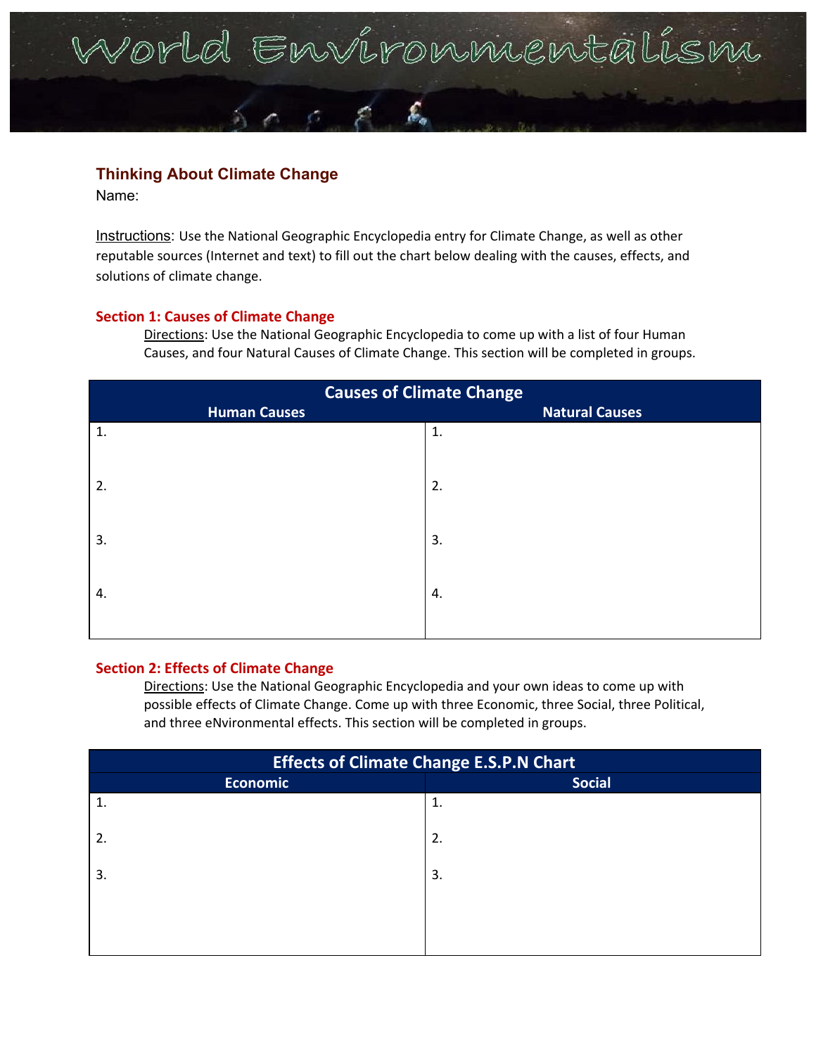# World Environmentalism

## Thinking About Climate Change

Name:

Instructions: Use the National Geographic Encyclopedia entry for Climate Change, as well as other reputable sources (Internet and text) to fill out the chart below dealing with the causes, effects, and solutions of climate change.

### Section 1: Causes of Climate Change

Directions: Use the National Geographic Encyclopedia to come up with a list of four Human Causes, and four Natural Causes of Climate Change. This section will be completed in groups.

| Causes of Climate Change | |
|---|---|
| **Human Causes** | **Natural Causes** |
| 1. | 1. |
| 2. | 2. |
| 3. | 3. |
| 4. | 4. |

### Section 2: Effects of Climate Change

Directions: Use the National Geographic Encyclopedia and your own ideas to come up with possible effects of Climate Change. Come up with three Economic, three Social, three Political, and three eNvironmental effects. This section will be completed in groups.

| Effects of Climate Change E.S.P.N Chart | |
|---|---|
| **Economic** | **Social** |
| 1. | 1. |
| 2. | 2. |
| 3. | 3. |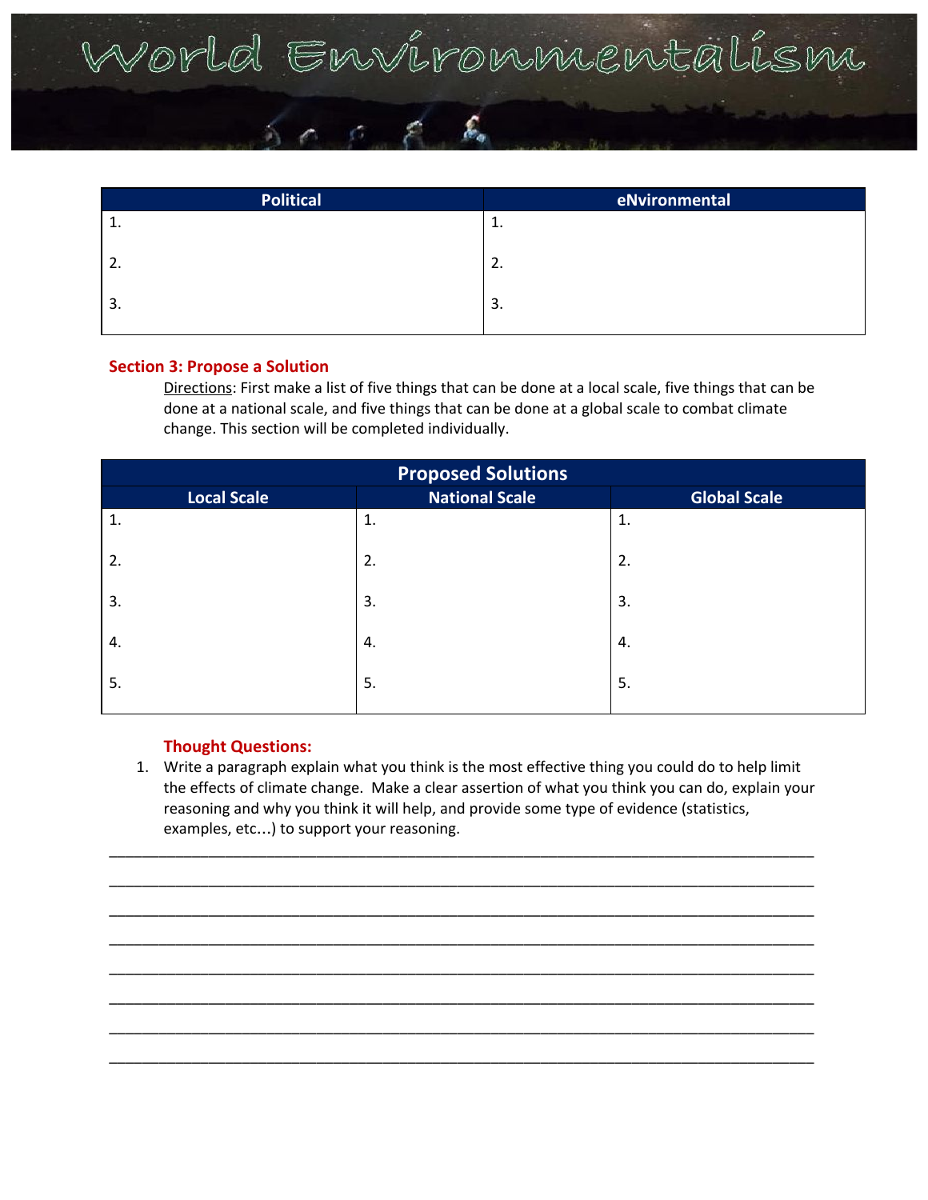# World Environmentalism

| Political | eNvironmental |
|---|---|
| 1. | 1. |
| 2. | 2. |
| 3. | 3. |

**Section 3: Propose a Solution**

Directions: First make a list of five things that can be done at a local scale, five things that can be done at a national scale, and five things that can be done at a global scale to combat climate change. This section will be completed individually.

| Proposed Solutions | | |
|---|---|---|
| **Local Scale** | **National Scale** | **Global Scale** |
| 1. | 1. | 1. |
| 2. | 2. | 2. |
| 3. | 3. | 3. |
| 4. | 4. | 4. |
| 5. | 5. | 5. |

**Thought Questions:**

1. Write a paragraph explain what you think is the most effective thing you could do to help limit the effects of climate change. Make a clear assertion of what you think you can do, explain your reasoning and why you think it will help, and provide some type of evidence (statistics, examples, etc…) to support your reasoning.

________________________________________________________________________________

________________________________________________________________________________

________________________________________________________________________________

________________________________________________________________________________

________________________________________________________________________________

________________________________________________________________________________

________________________________________________________________________________

________________________________________________________________________________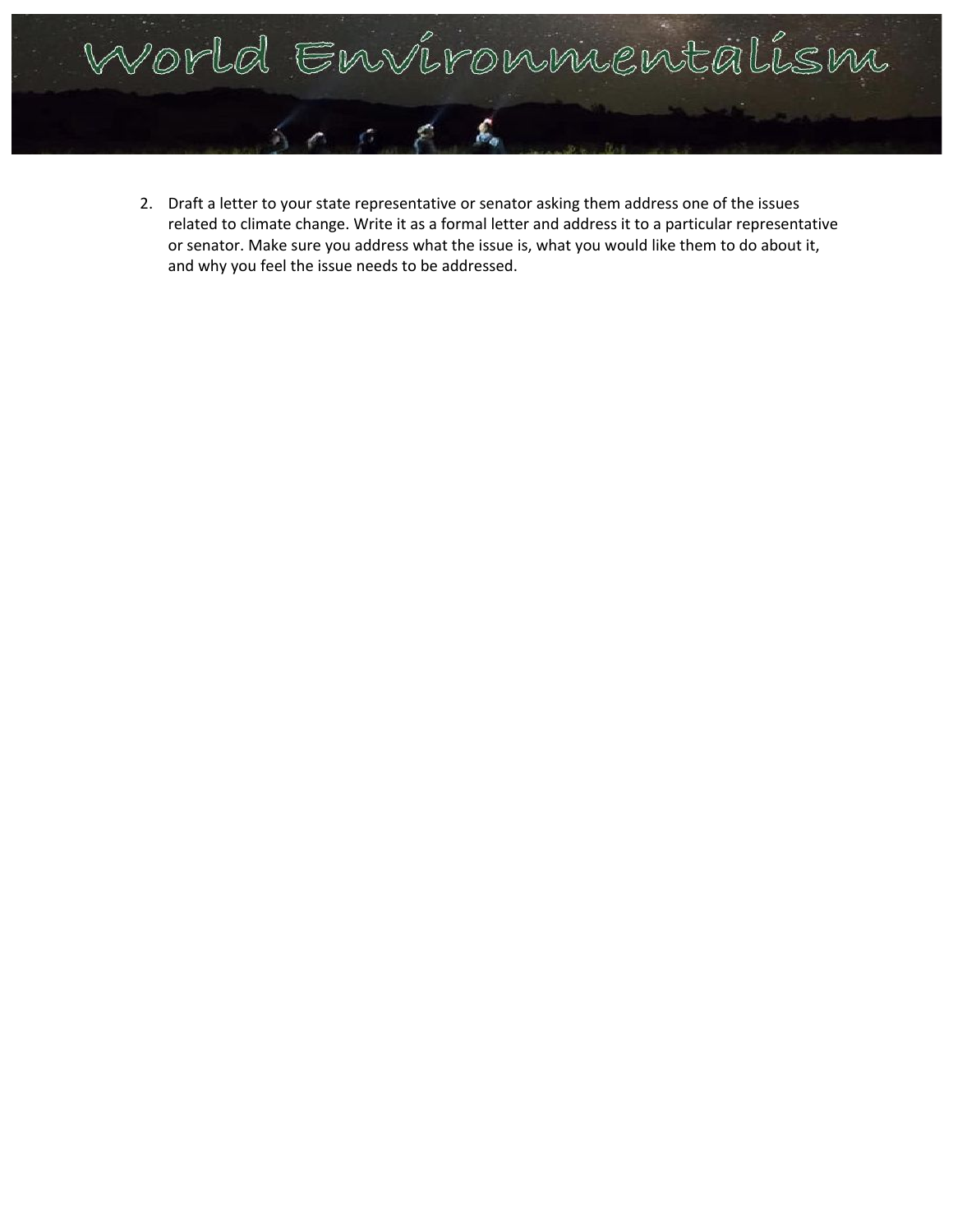2. Draft a letter to your state representative or senator asking them address one of the issues related to climate change. Write it as a formal letter and address it to a particular representative or senator. Make sure you address what the issue is, what you would like them to do about it, and why you feel the issue needs to be addressed.